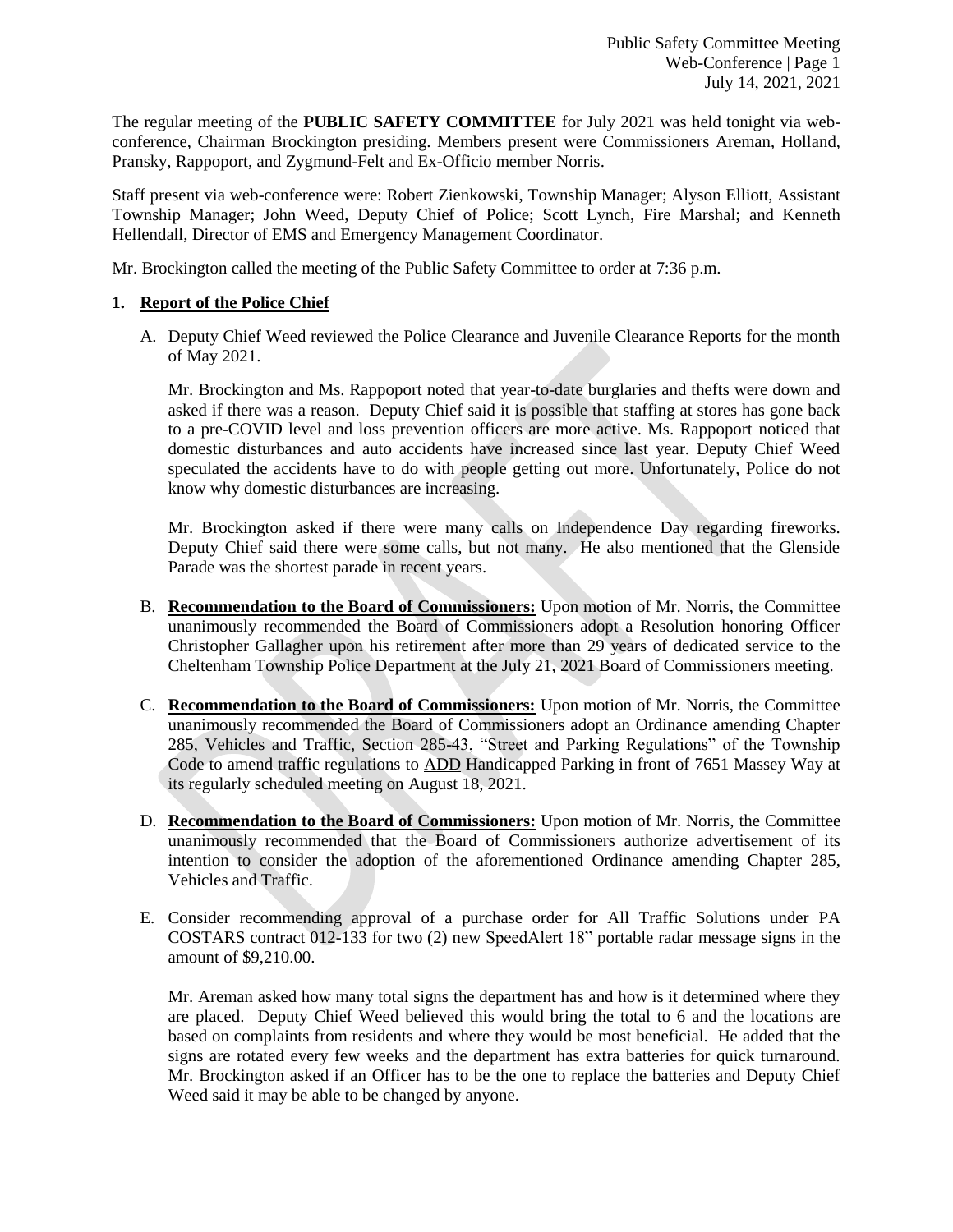The regular meeting of the **PUBLIC SAFETY COMMITTEE** for July 2021 was held tonight via web-conference, Chairman Brockington presiding. Members present were Commissioners Areman, Holland, Pransky, Rappoport, and Zygmund-Felt and Ex-Officio member Norris.

Staff present via web-conference were: Robert Zienkowski, Township Manager; Alyson Elliott, Assistant Township Manager; John Weed, Deputy Chief of Police; Scott Lynch, Fire Marshal; and Kenneth Hellendall, Director of EMS and Emergency Management Coordinator.

Mr. Brockington called the meeting of the Public Safety Committee to order at 7:36 p.m.

1. **Report of the Police Chief**

   A. Deputy Chief Weed reviewed the Police Clearance and Juvenile Clearance Reports for the month of May 2021.

   Mr. Brockington and Ms. Rappoport noted that year-to-date burglaries and thefts were down and asked if there was a reason. Deputy Chief said it is possible that staffing at stores has gone back to a pre-COVID level and loss prevention officers are more active. Ms. Rappoport noticed that domestic disturbances and auto accidents have increased since last year. Deputy Chief Weed speculated the accidents have to do with people getting out more. Unfortunately, Police do not know why domestic disturbances are increasing.

   Mr. Brockington asked if there were many calls on Independence Day regarding fireworks. Deputy Chief said there were some calls, but not many. He also mentioned that the Glenside Parade was the shortest parade in recent years.

   B. **Recommendation to the Board of Commissioners:** Upon motion of Mr. Norris, the Committee unanimously recommended the Board of Commissioners adopt a Resolution honoring Officer Christopher Gallagher upon his retirement after more than 29 years of dedicated service to the Cheltenham Township Police Department at the July 21, 2021 Board of Commissioners meeting.

   C. **Recommendation to the Board of Commissioners:** Upon motion of Mr. Norris, the Committee unanimously recommended the Board of Commissioners adopt an Ordinance amending Chapter 285, Vehicles and Traffic, Section 285-43, "Street and Parking Regulations" of the Township Code to amend traffic regulations to ADD Handicapped Parking in front of 7651 Massey Way at its regularly scheduled meeting on August 18, 2021.

   D. **Recommendation to the Board of Commissioners:** Upon motion of Mr. Norris, the Committee unanimously recommended that the Board of Commissioners authorize advertisement of its intention to consider the adoption of the aforementioned Ordinance amending Chapter 285, Vehicles and Traffic.

   E. Consider recommending approval of a purchase order for All Traffic Solutions under PA COSTARS contract 012-133 for two (2) new SpeedAlert 18" portable radar message signs in the amount of $9,210.00.

   Mr. Areman asked how many total signs the department has and how is it determined where they are placed. Deputy Chief Weed believed this would bring the total to 6 and the locations are based on complaints from residents and where they would be most beneficial. He added that the signs are rotated every few weeks and the department has extra batteries for quick turnaround. Mr. Brockington asked if an Officer has to be the one to replace the batteries and Deputy Chief Weed said it may be able to be changed by anyone.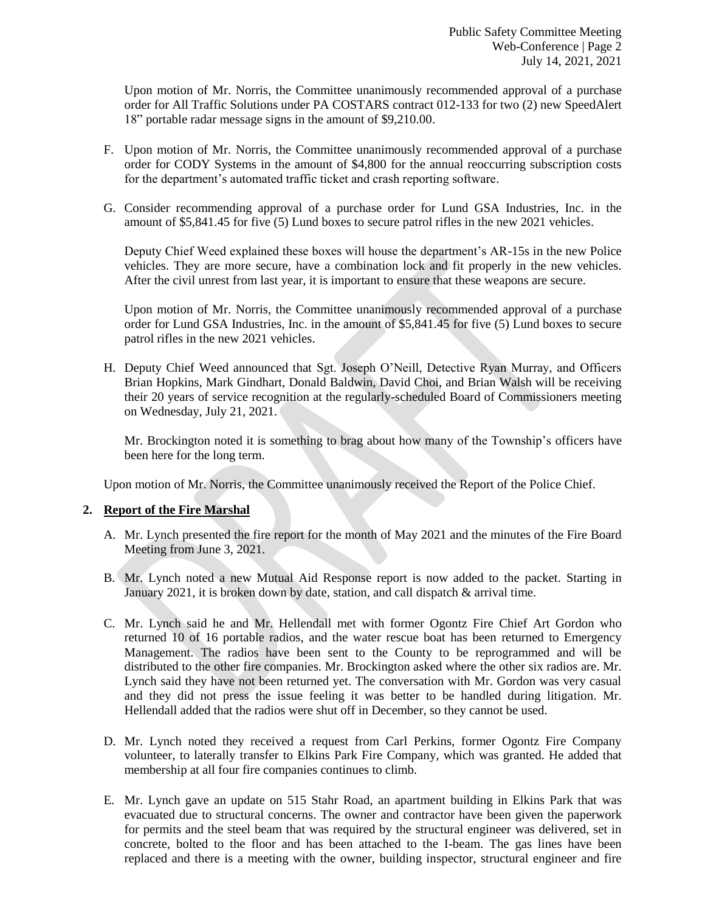Upon motion of Mr. Norris, the Committee unanimously recommended approval of a purchase order for All Traffic Solutions under PA COSTARS contract 012-133 for two (2) new SpeedAlert 18" portable radar message signs in the amount of $9,210.00.

F. Upon motion of Mr. Norris, the Committee unanimously recommended approval of a purchase order for CODY Systems in the amount of $4,800 for the annual reoccurring subscription costs for the department's automated traffic ticket and crash reporting software.

G. Consider recommending approval of a purchase order for Lund GSA Industries, Inc. in the amount of $5,841.45 for five (5) Lund boxes to secure patrol rifles in the new 2021 vehicles.

Deputy Chief Weed explained these boxes will house the department's AR-15s in the new Police vehicles. They are more secure, have a combination lock and fit properly in the new vehicles. After the civil unrest from last year, it is important to ensure that these weapons are secure.

Upon motion of Mr. Norris, the Committee unanimously recommended approval of a purchase order for Lund GSA Industries, Inc. in the amount of $5,841.45 for five (5) Lund boxes to secure patrol rifles in the new 2021 vehicles.

H. Deputy Chief Weed announced that Sgt. Joseph O'Neill, Detective Ryan Murray, and Officers Brian Hopkins, Mark Gindhart, Donald Baldwin, David Choi, and Brian Walsh will be receiving their 20 years of service recognition at the regularly-scheduled Board of Commissioners meeting on Wednesday, July 21, 2021.

Mr. Brockington noted it is something to brag about how many of the Township's officers have been here for the long term.

Upon motion of Mr. Norris, the Committee unanimously received the Report of the Police Chief.

**2. Report of the Fire Marshal**

A. Mr. Lynch presented the fire report for the month of May 2021 and the minutes of the Fire Board Meeting from June 3, 2021.

B. Mr. Lynch noted a new Mutual Aid Response report is now added to the packet. Starting in January 2021, it is broken down by date, station, and call dispatch & arrival time.

C. Mr. Lynch said he and Mr. Hellendall met with former Ogontz Fire Chief Art Gordon who returned 10 of 16 portable radios, and the water rescue boat has been returned to Emergency Management. The radios have been sent to the County to be reprogrammed and will be distributed to the other fire companies. Mr. Brockington asked where the other six radios are. Mr. Lynch said they have not been returned yet. The conversation with Mr. Gordon was very casual and they did not press the issue feeling it was better to be handled during litigation. Mr. Hellendall added that the radios were shut off in December, so they cannot be used.

D. Mr. Lynch noted they received a request from Carl Perkins, former Ogontz Fire Company volunteer, to laterally transfer to Elkins Park Fire Company, which was granted. He added that membership at all four fire companies continues to climb.

E. Mr. Lynch gave an update on 515 Stahr Road, an apartment building in Elkins Park that was evacuated due to structural concerns. The owner and contractor have been given the paperwork for permits and the steel beam that was required by the structural engineer was delivered, set in concrete, bolted to the floor and has been attached to the I-beam. The gas lines have been replaced and there is a meeting with the owner, building inspector, structural engineer and fire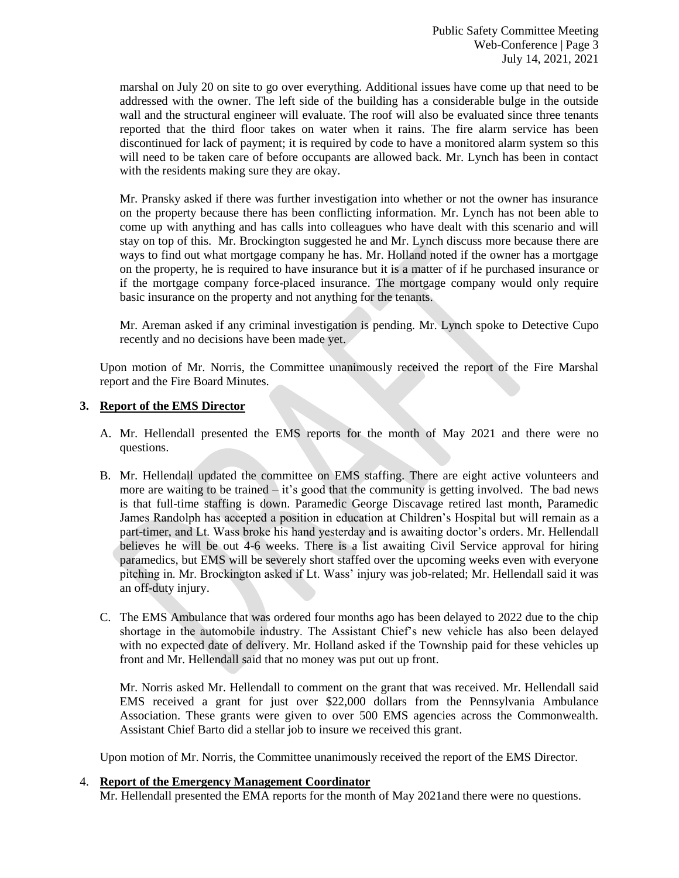marshal on July 20 on site to go over everything. Additional issues have come up that need to be addressed with the owner. The left side of the building has a considerable bulge in the outside wall and the structural engineer will evaluate. The roof will also be evaluated since three tenants reported that the third floor takes on water when it rains. The fire alarm service has been discontinued for lack of payment; it is required by code to have a monitored alarm system so this will need to be taken care of before occupants are allowed back. Mr. Lynch has been in contact with the residents making sure they are okay.

Mr. Pransky asked if there was further investigation into whether or not the owner has insurance on the property because there has been conflicting information. Mr. Lynch has not been able to come up with anything and has calls into colleagues who have dealt with this scenario and will stay on top of this. Mr. Brockington suggested he and Mr. Lynch discuss more because there are ways to find out what mortgage company he has. Mr. Holland noted if the owner has a mortgage on the property, he is required to have insurance but it is a matter of if he purchased insurance or if the mortgage company force-placed insurance. The mortgage company would only require basic insurance on the property and not anything for the tenants.

Mr. Areman asked if any criminal investigation is pending. Mr. Lynch spoke to Detective Cupo recently and no decisions have been made yet.

Upon motion of Mr. Norris, the Committee unanimously received the report of the Fire Marshal report and the Fire Board Minutes.

**3. Report of the EMS Director**

A. Mr. Hellendall presented the EMS reports for the month of May 2021 and there were no questions.

B. Mr. Hellendall updated the committee on EMS staffing. There are eight active volunteers and more are waiting to be trained – it's good that the community is getting involved. The bad news is that full-time staffing is down. Paramedic George Discavage retired last month, Paramedic James Randolph has accepted a position in education at Children's Hospital but will remain as a part-timer, and Lt. Wass broke his hand yesterday and is awaiting doctor's orders. Mr. Hellendall believes he will be out 4-6 weeks. There is a list awaiting Civil Service approval for hiring paramedics, but EMS will be severely short staffed over the upcoming weeks even with everyone pitching in. Mr. Brockington asked if Lt. Wass' injury was job-related; Mr. Hellendall said it was an off-duty injury.

C. The EMS Ambulance that was ordered four months ago has been delayed to 2022 due to the chip shortage in the automobile industry. The Assistant Chief's new vehicle has also been delayed with no expected date of delivery. Mr. Holland asked if the Township paid for these vehicles up front and Mr. Hellendall said that no money was put out up front.

Mr. Norris asked Mr. Hellendall to comment on the grant that was received. Mr. Hellendall said EMS received a grant for just over $22,000 dollars from the Pennsylvania Ambulance Association. These grants were given to over 500 EMS agencies across the Commonwealth. Assistant Chief Barto did a stellar job to insure we received this grant.

Upon motion of Mr. Norris, the Committee unanimously received the report of the EMS Director.

**4. Report of the Emergency Management Coordinator**

Mr. Hellendall presented the EMA reports for the month of May 2021and there were no questions.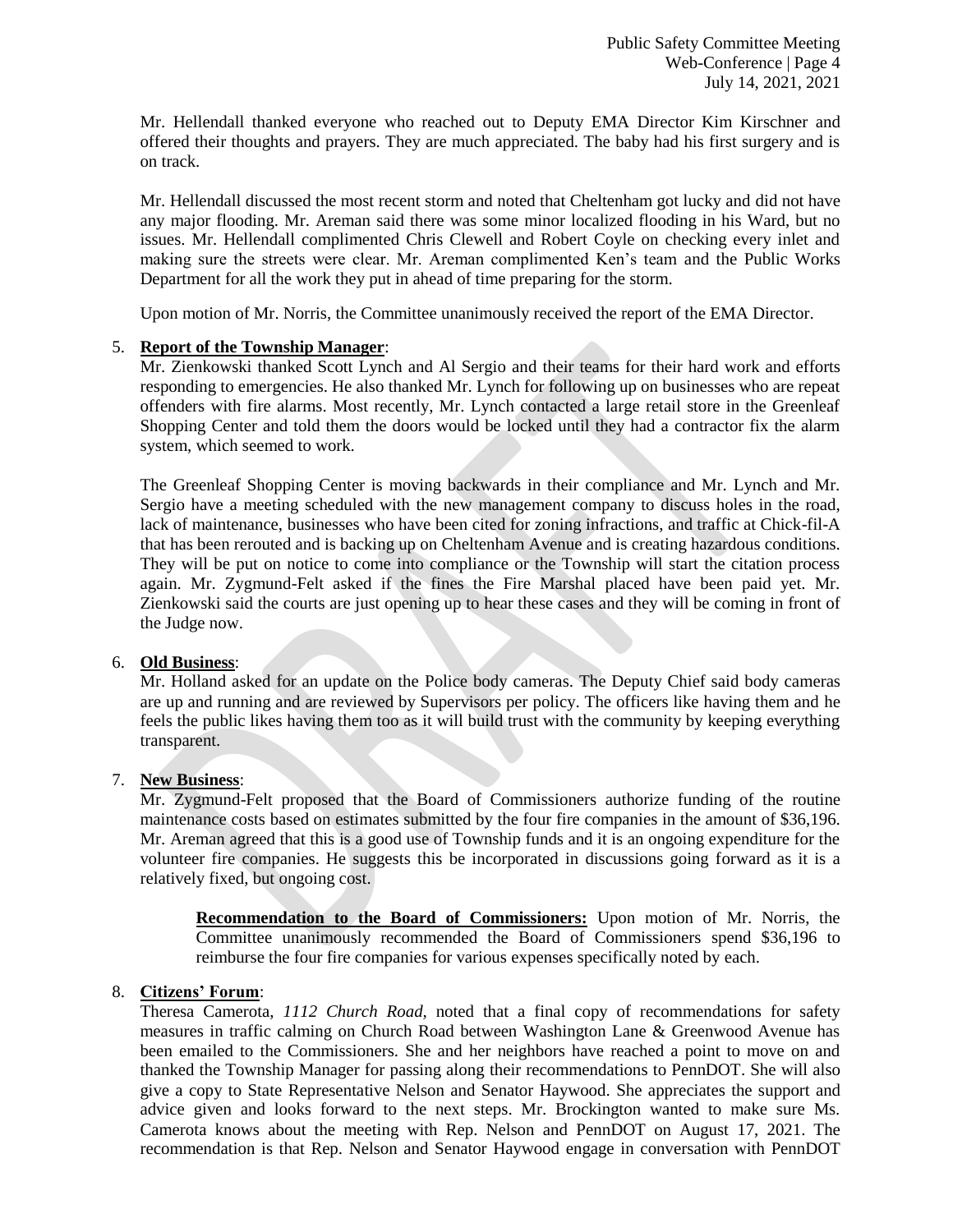Mr. Hellendall thanked everyone who reached out to Deputy EMA Director Kim Kirschner and offered their thoughts and prayers. They are much appreciated. The baby had his first surgery and is on track.

Mr. Hellendall discussed the most recent storm and noted that Cheltenham got lucky and did not have any major flooding. Mr. Areman said there was some minor localized flooding in his Ward, but no issues. Mr. Hellendall complimented Chris Clewell and Robert Coyle on checking every inlet and making sure the streets were clear. Mr. Areman complimented Ken's team and the Public Works Department for all the work they put in ahead of time preparing for the storm.

Upon motion of Mr. Norris, the Committee unanimously received the report of the EMA Director.

5. **Report of the Township Manager**:
   Mr. Zienkowski thanked Scott Lynch and Al Sergio and their teams for their hard work and efforts responding to emergencies. He also thanked Mr. Lynch for following up on businesses who are repeat offenders with fire alarms. Most recently, Mr. Lynch contacted a large retail store in the Greenleaf Shopping Center and told them the doors would be locked until they had a contractor fix the alarm system, which seemed to work.

   The Greenleaf Shopping Center is moving backwards in their compliance and Mr. Lynch and Mr. Sergio have a meeting scheduled with the new management company to discuss holes in the road, lack of maintenance, businesses who have been cited for zoning infractions, and traffic at Chick-fil-A that has been rerouted and is backing up on Cheltenham Avenue and is creating hazardous conditions. They will be put on notice to come into compliance or the Township will start the citation process again. Mr. Zygmund-Felt asked if the fines the Fire Marshal placed have been paid yet. Mr. Zienkowski said the courts are just opening up to hear these cases and they will be coming in front of the Judge now.

6. **Old Business**:
   Mr. Holland asked for an update on the Police body cameras. The Deputy Chief said body cameras are up and running and are reviewed by Supervisors per policy. The officers like having them and he feels the public likes having them too as it will build trust with the community by keeping everything transparent.

7. **New Business**:
   Mr. Zygmund-Felt proposed that the Board of Commissioners authorize funding of the routine maintenance costs based on estimates submitted by the four fire companies in the amount of $36,196. Mr. Areman agreed that this is a good use of Township funds and it is an ongoing expenditure for the volunteer fire companies. He suggests this be incorporated in discussions going forward as it is a relatively fixed, but ongoing cost.

   > **Recommendation to the Board of Commissioners:** Upon motion of Mr. Norris, the Committee unanimously recommended the Board of Commissioners spend $36,196 to reimburse the four fire companies for various expenses specifically noted by each.

8. **Citizens' Forum**:
   Theresa Camerota, *1112 Church Road,* noted that a final copy of recommendations for safety measures in traffic calming on Church Road between Washington Lane & Greenwood Avenue has been emailed to the Commissioners. She and her neighbors have reached a point to move on and thanked the Township Manager for passing along their recommendations to PennDOT. She will also give a copy to State Representative Nelson and Senator Haywood. She appreciates the support and advice given and looks forward to the next steps. Mr. Brockington wanted to make sure Ms. Camerota knows about the meeting with Rep. Nelson and PennDOT on August 17, 2021. The recommendation is that Rep. Nelson and Senator Haywood engage in conversation with PennDOT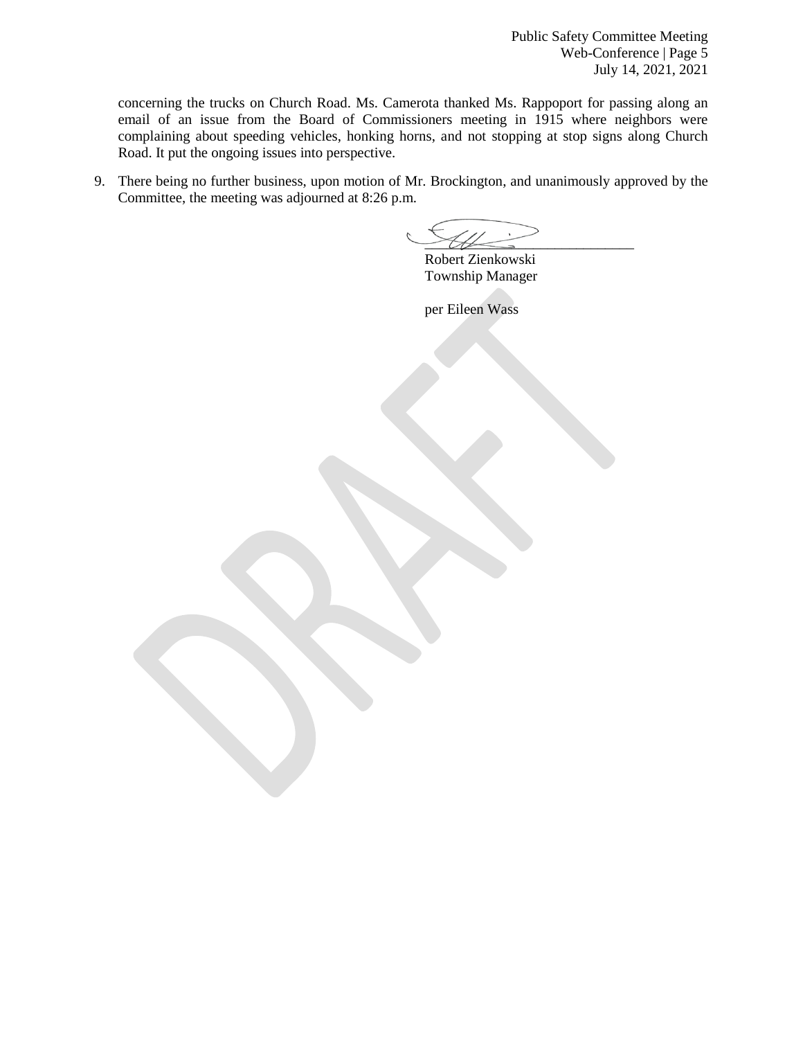concerning the trucks on Church Road. Ms. Camerota thanked Ms. Rappoport for passing along an email of an issue from the Board of Commissioners meeting in 1915 where neighbors were complaining about speeding vehicles, honking horns, and not stopping at stop signs along Church Road. It put the ongoing issues into perspective.

9. There being no further business, upon motion of Mr. Brockington, and unanimously approved by the Committee, the meeting was adjourned at 8:26 p.m.

\_\_\_\_\_\_\_\_\_\_\_\_\_\_\_\_\_\_\_\_\_\_\_\_\_\_\_\_

Robert Zienkowski
Township Manager

per Eileen Wass

DRAFT